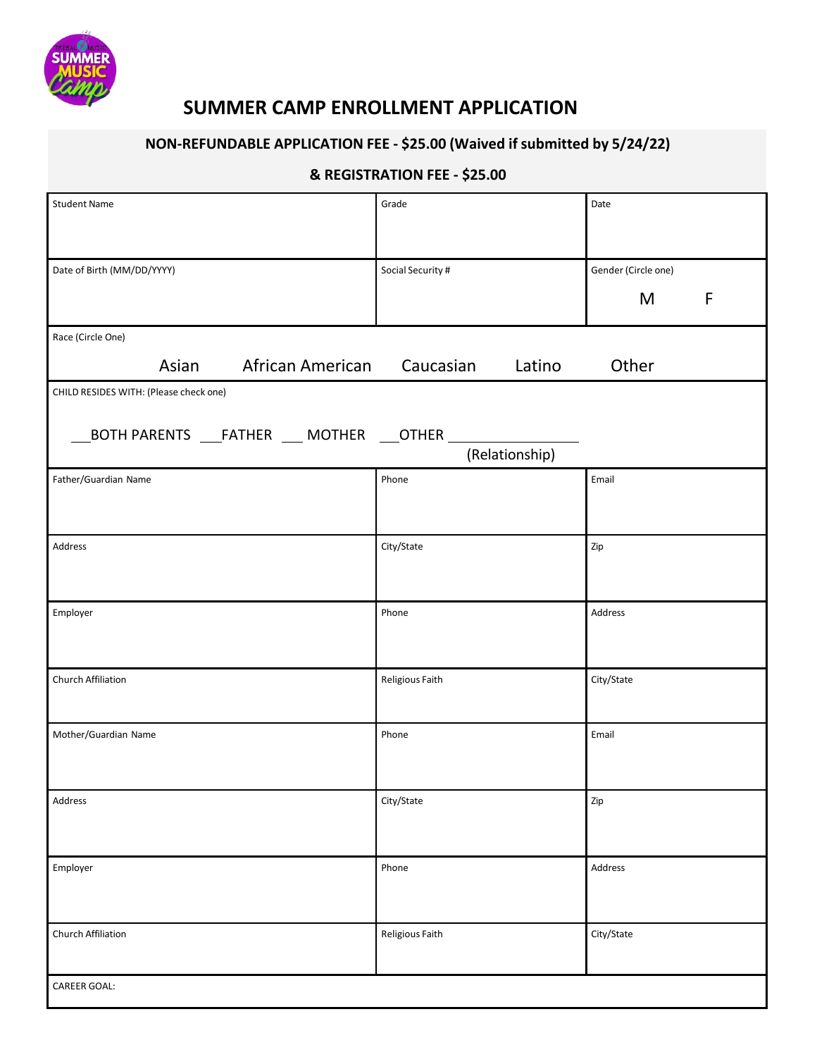# SUMMER CAMP ENROLLMENT APPLICATION

**NON-REFUNDABLE APPLICATION FEE - $25.00 (Waived if submitted by 5/24/22)**

**& REGISTRATION FEE - $25.00**

| Student Name | Grade | Date |
|---|---|---|
| Date of Birth (MM/DD/YYYY) | Social Security # | Gender (Circle one) M F |
| Race (Circle One) Asian African American Caucasian Latino Other | | |
| CHILD RESIDES WITH: (Please check one) ___BOTH PARENTS ___FATHER ___ MOTHER ___OTHER ______________ (Relationship) | | |
| Father/Guardian Name | Phone | Email |
| Address | City/State | Zip |
| Employer | Phone | Address |
| Church Affiliation | Religious Faith | City/State |
| Mother/Guardian Name | Phone | Email |
| Address | City/State | Zip |
| Employer | Phone | Address |
| Church Affiliation | Religious Faith | City/State |
| CAREER GOAL: | | |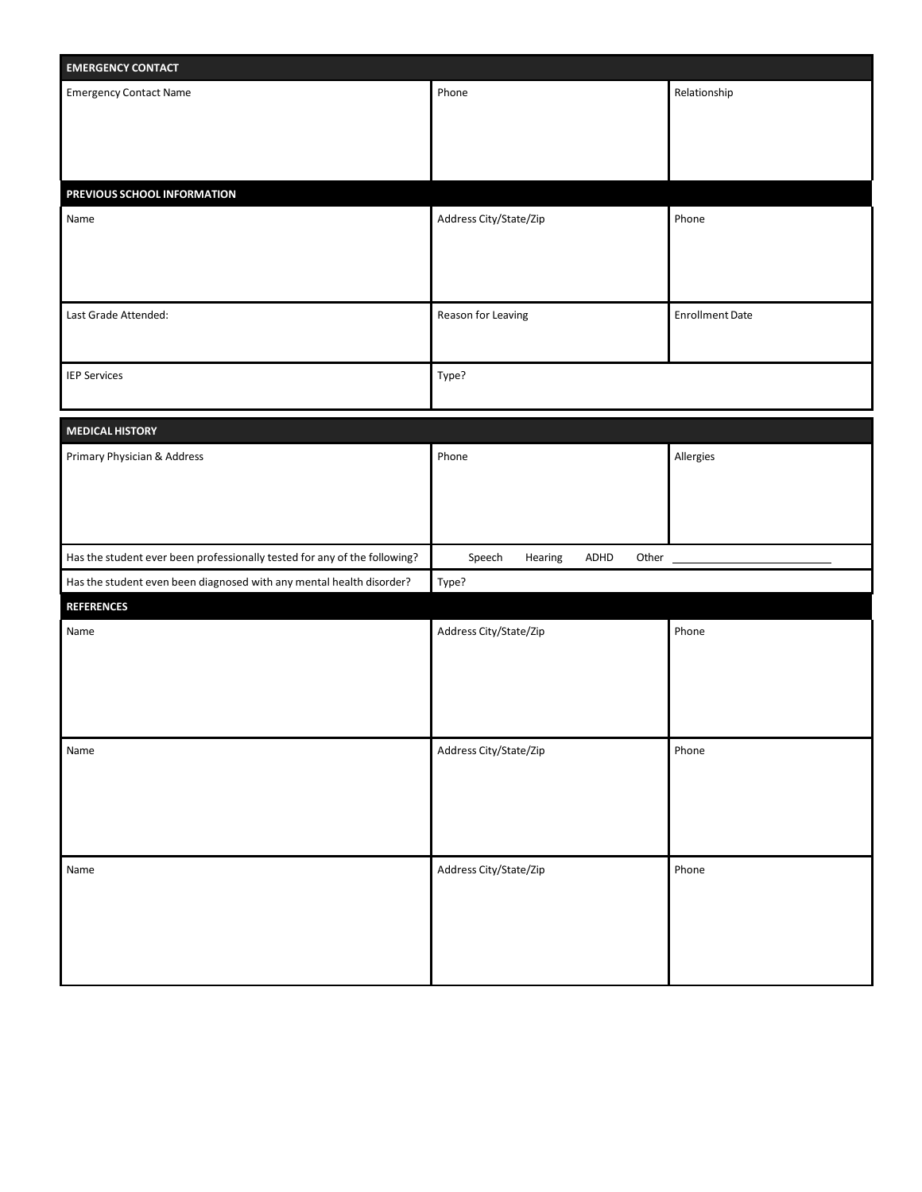| EMERGENCY CONTACT | | |
|---|---|---|
| Emergency Contact Name | Phone | Relationship |

| PREVIOUS SCHOOL INFORMATION | | |
|---|---|---|
| Name | Address City/State/Zip | Phone |
| Last Grade Attended: | Reason for Leaving | Enrollment Date |
| IEP Services | Type? | |

| MEDICAL HISTORY | | |
|---|---|---|
| Primary Physician & Address | Phone | Allergies |
| Has the student ever been professionally tested for any of the following? | Speech Hearing ADHD Other ________________ | |
| Has the student even been diagnosed with any mental health disorder? | Type? | |

| REFERENCES | | |
|---|---|---|
| Name | Address City/State/Zip | Phone |
| Name | Address City/State/Zip | Phone |
| Name | Address City/State/Zip | Phone |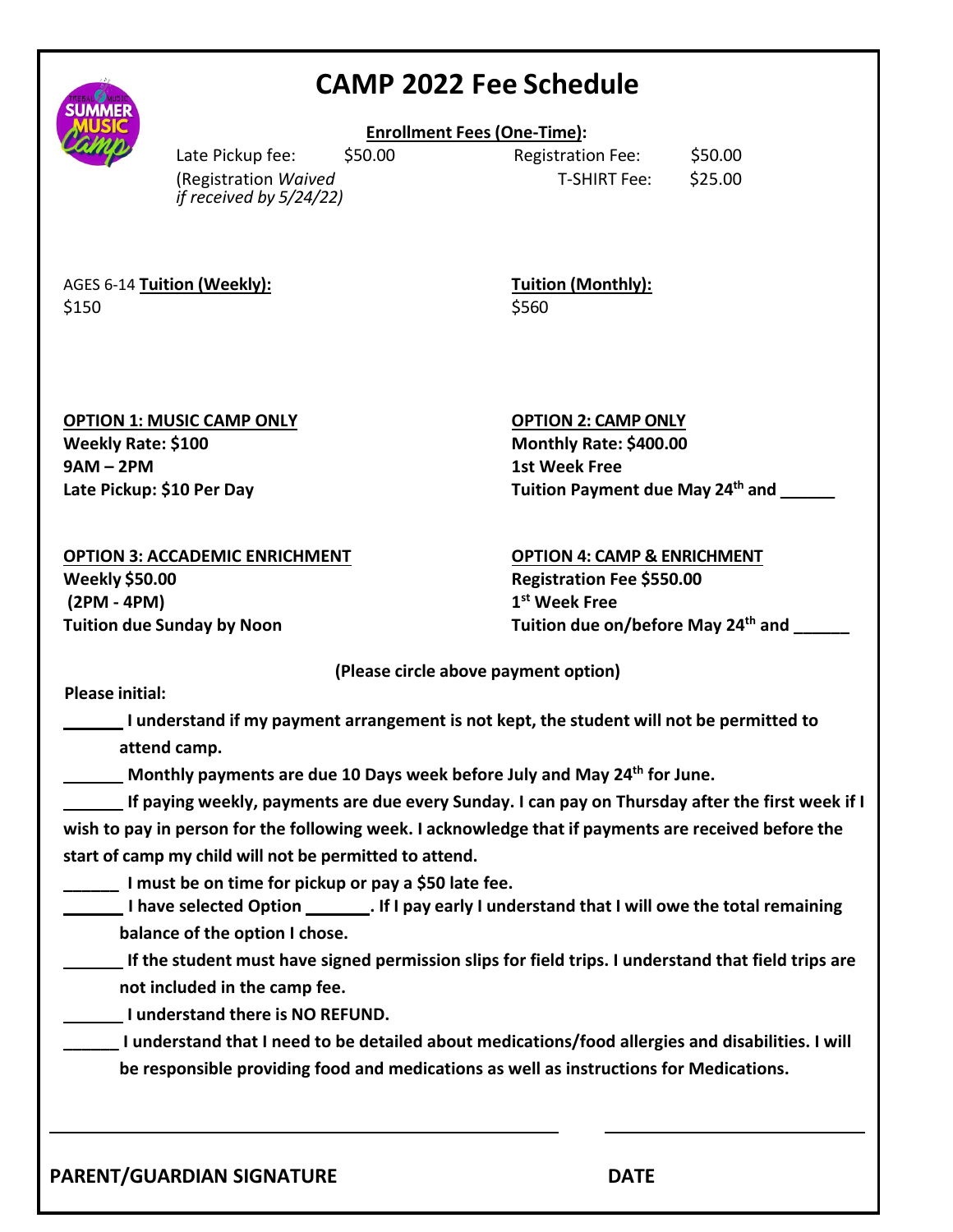# CAMP 2022 Fee Schedule

**Enrollment Fees (One-Time):**

Late Pickup fee: $50.00
(Registration *Waived if received by 5/24/22)*

Registration Fee: $50.00
T-SHIRT Fee: $25.00

AGES 6-14 **Tuition (Weekly):**
$150

**Tuition (Monthly):**
$560

**OPTION 1: MUSIC CAMP ONLY**
**Weekly Rate: $100**
**9AM – 2PM**
**Late Pickup: $10 Per Day**

**OPTION 2: CAMP ONLY**
**Monthly Rate: $400.00**
**1st Week Free**
**Tuition Payment due May 24th and ______**

**OPTION 3: ACCADEMIC ENRICHMENT**
**Weekly $50.00**
**(2PM - 4PM)**
**Tuition due Sunday by Noon**

**OPTION 4: CAMP & ENRICHMENT**
**Registration Fee $550.00**
**1st Week Free**
**Tuition due on/before May 24th and ______**

**(Please circle above payment option)**

**Please initial:**

**______ I understand if my payment arrangement is not kept, the student will not be permitted to attend camp.**

**______ Monthly payments are due 10 Days week before July and May 24th for June.**

**______ If paying weekly, payments are due every Sunday. I can pay on Thursday after the first week if I wish to pay in person for the following week. I acknowledge that if payments are received before the start of camp my child will not be permitted to attend.**

**______ I must be on time for pickup or pay a $50 late fee.**

**______ I have selected Option ______. If I pay early I understand that I will owe the total remaining balance of the option I chose.**

**______ If the student must have signed permission slips for field trips. I understand that field trips are not included in the camp fee.**

**______ I understand there is NO REFUND.**

**______ I understand that I need to be detailed about medications/food allergies and disabilities. I will be responsible providing food and medications as well as instructions for Medications.**

______________________________________ ______________________

**PARENT/GUARDIAN SIGNATURE** **DATE**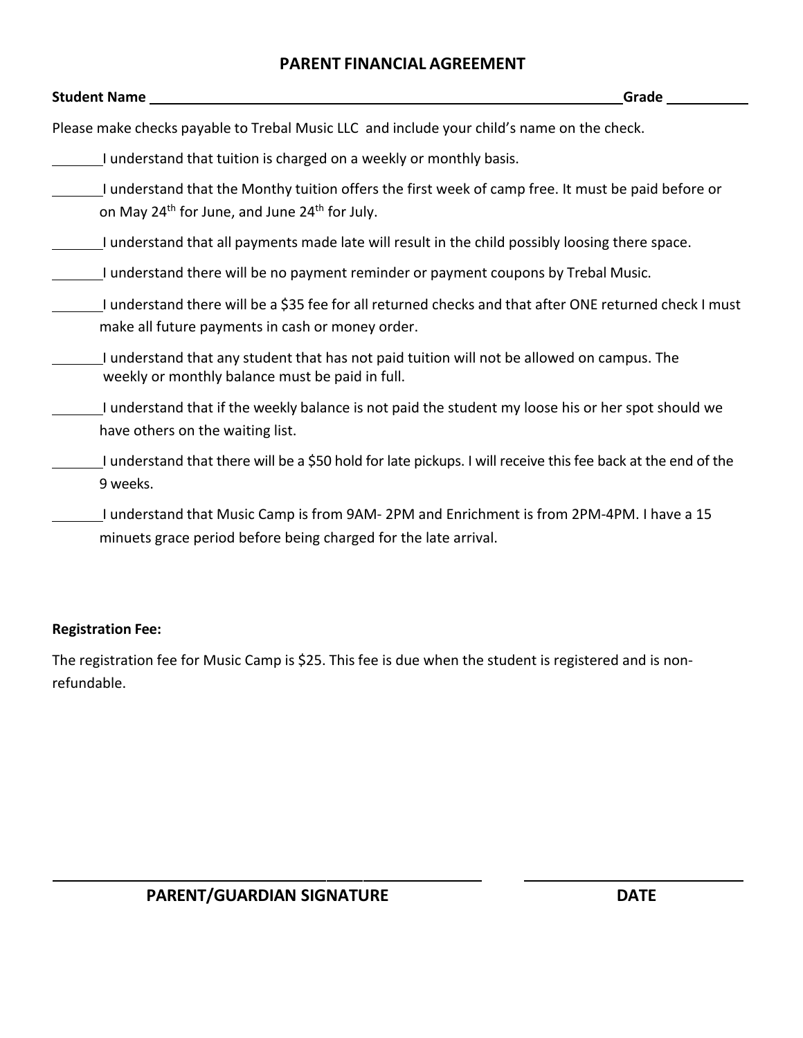# PARENT FINANCIAL AGREEMENT

**Student Name** ______________________________________________ **Grade** __________

Please make checks payable to Trebal Music LLC and include your child's name on the check.

______I understand that tuition is charged on a weekly or monthly basis.

______I understand that the Monthy tuition offers the first week of camp free. It must be paid before or on May 24th for June, and June 24th for July.

______I understand that all payments made late will result in the child possibly loosing there space.

______I understand there will be no payment reminder or payment coupons by Trebal Music.

______I understand there will be a $35 fee for all returned checks and that after ONE returned check I must make all future payments in cash or money order.

______I understand that any student that has not paid tuition will not be allowed on campus. The weekly or monthly balance must be paid in full.

______I understand that if the weekly balance is not paid the student my loose his or her spot should we have others on the waiting list.

______I understand that there will be a $50 hold for late pickups. I will receive this fee back at the end of the 9 weeks.

______I understand that Music Camp is from 9AM- 2PM and Enrichment is from 2PM-4PM. I have a 15 minuets grace period before being charged for the late arrival.

**Registration Fee:**

The registration fee for Music Camp is $25. This fee is due when the student is registered and is non-refundable.

______________________________________ ______________________

**PARENT/GUARDIAN SIGNATURE** **DATE**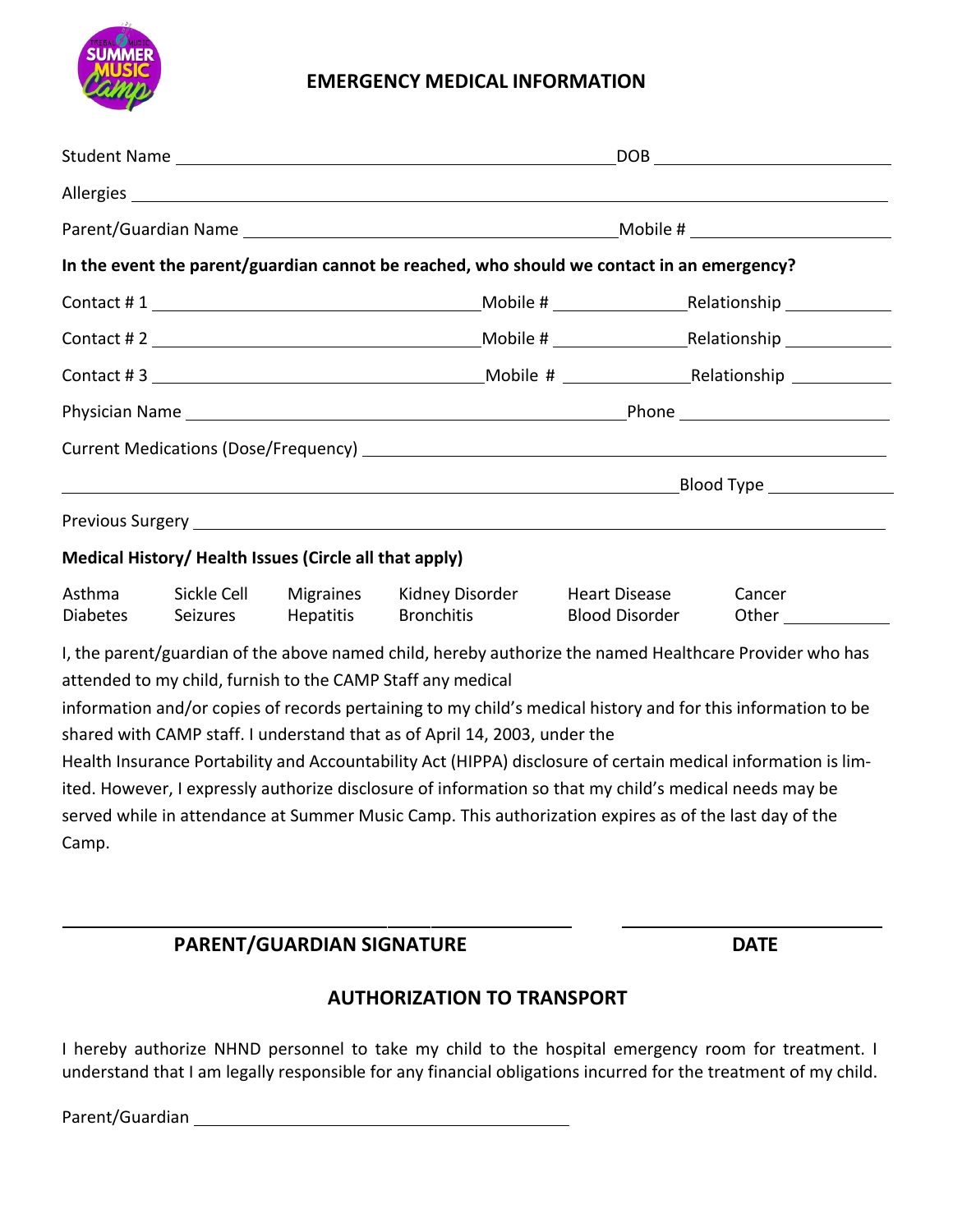# EMERGENCY MEDICAL INFORMATION

Student Name ______________________________ DOB ______________

Allergies ______________________________________________

Parent/Guardian Name ______________________________ Mobile # ______________

**In the event the parent/guardian cannot be reached, who should we contact in an emergency?**

Contact # 1 ______________________ Mobile # ____________ Relationship __________

Contact # 2 ______________________ Mobile # ____________ Relationship __________

Contact # 3 ______________________ Mobile # ____________ Relationship __________

Physician Name ______________________________ Phone ______________

Current Medications (Dose/Frequency) ______________________________

______________________________________________ Blood Type ____________

Previous Surgery ______________________________________________

**Medical History/ Health Issues (Circle all that apply)**

| Asthma | Sickle Cell | Migraines | Kidney Disorder | Heart Disease | Cancer |
|---|---|---|---|---|---|
| Diabetes | Seizures | Hepatitis | Bronchitis | Blood Disorder | Other ________ |

I, the parent/guardian of the above named child, hereby authorize the named Healthcare Provider who has attended to my child, furnish to the CAMP Staff any medical information and/or copies of records pertaining to my child's medical history and for this information to be shared with CAMP staff. I understand that as of April 14, 2003, under the Health Insurance Portability and Accountability Act (HIPPA) disclosure of certain medical information is limited. However, I expressly authorize disclosure of information so that my child's medical needs may be served while in attendance at Summer Music Camp. This authorization expires as of the last day of the Camp.

______________________________ ______________

**PARENT/GUARDIAN SIGNATURE** **DATE**

## AUTHORIZATION TO TRANSPORT

I hereby authorize NHND personnel to take my child to the hospital emergency room for treatment. I understand that I am legally responsible for any financial obligations incurred for the treatment of my child.

Parent/Guardian ______________________________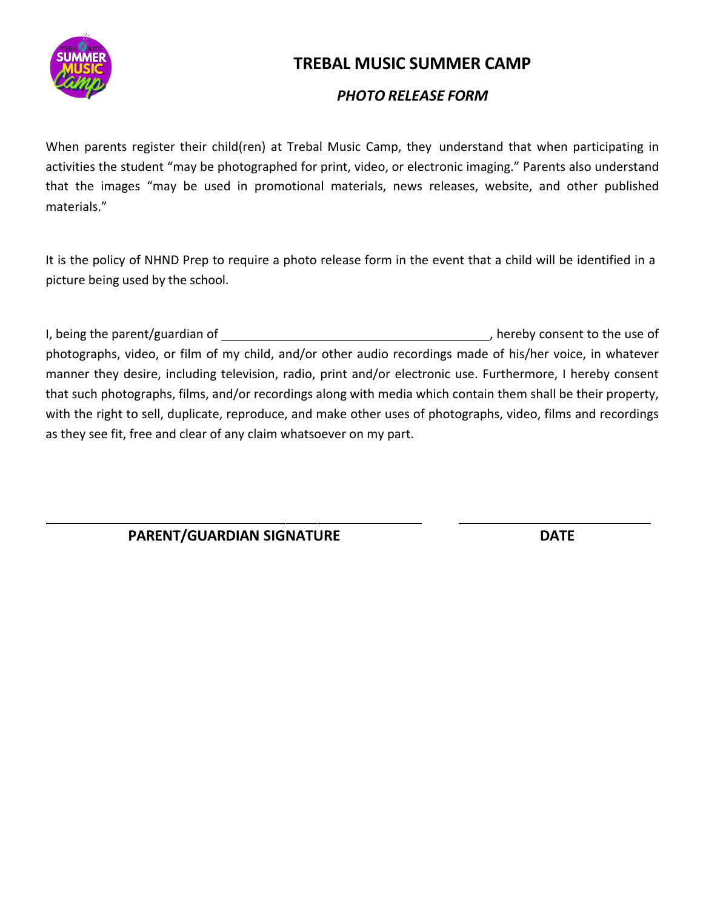# TREBAL MUSIC SUMMER CAMP

## *PHOTO RELEASE FORM*

When parents register their child(ren) at Trebal Music Camp, they understand that when participating in activities the student "may be photographed for print, video, or electronic imaging." Parents also understand that the images "may be used in promotional materials, news releases, website, and other published materials."

It is the policy of NHND Prep to require a photo release form in the event that a child will be identified in a picture being used by the school.

I, being the parent/guardian of ________________________________________, hereby consent to the use of photographs, video, or film of my child, and/or other audio recordings made of his/her voice, in whatever manner they desire, including television, radio, print and/or electronic use. Furthermore, I hereby consent that such photographs, films, and/or recordings along with media which contain them shall be their property, with the right to sell, duplicate, reproduce, and make other uses of photographs, video, films and recordings as they see fit, free and clear of any claim whatsoever on my part.

______________________________________________          ____________________________

**PARENT/GUARDIAN SIGNATURE**          **DATE**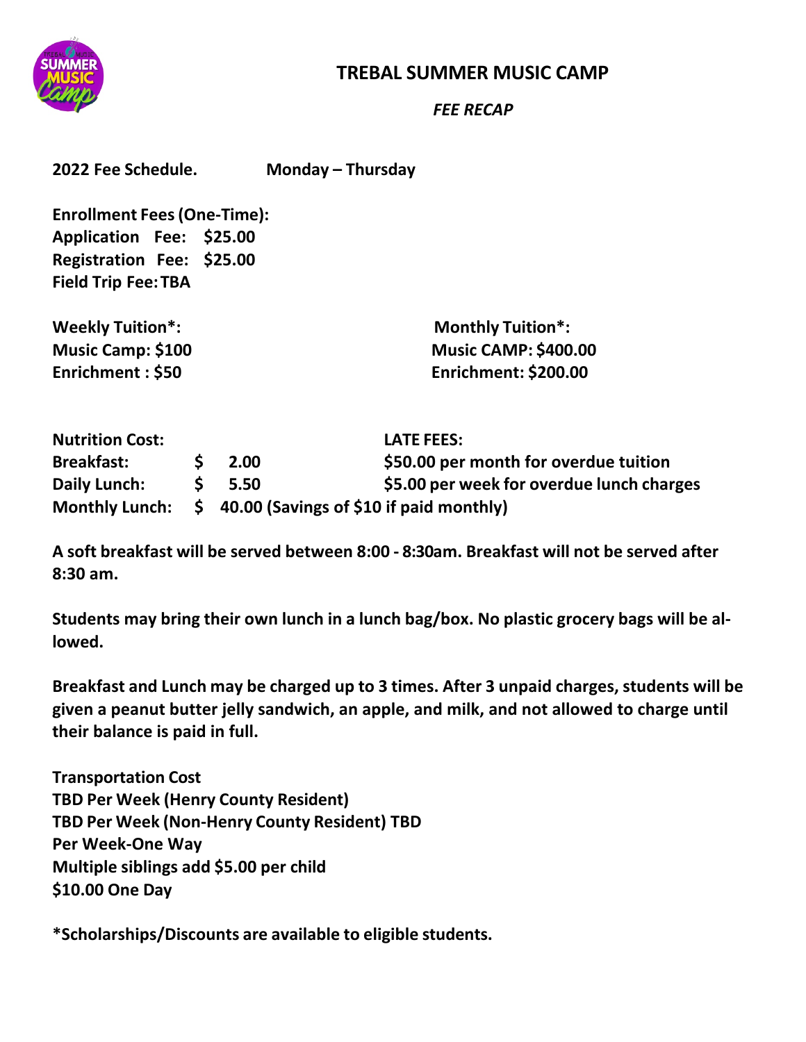# TREBAL SUMMER MUSIC CAMP

*FEE RECAP*

**2022 Fee Schedule. Monday – Thursday**

**Enrollment Fees (One-Time):**
**Application Fee: $25.00**
**Registration Fee: $25.00**
**Field Trip Fee: TBA**

**Weekly Tuition*:**
**Music Camp: $100**
**Enrichment : $50**

**Monthly Tuition*:**
**Music CAMP: $400.00**
**Enrichment: $200.00**

**Nutrition Cost:**

| | |
|---|---|
| **Breakfast:** | **$ 2.00** |
| **Daily Lunch:** | **$ 5.50** |
| **Monthly Lunch:** | **$ 40.00 (Savings of $10 if paid monthly)** |

**LATE FEES:**
**$50.00 per month for overdue tuition**
**$5.00 per week for overdue lunch charges**

**A soft breakfast will be served between 8:00 - 8:30am. Breakfast will not be served after 8:30 am.**

**Students may bring their own lunch in a lunch bag/box. No plastic grocery bags will be allowed.**

**Breakfast and Lunch may be charged up to 3 times. After 3 unpaid charges, students will be given a peanut butter jelly sandwich, an apple, and milk, and not allowed to charge until their balance is paid in full.**

**Transportation Cost**
**TBD Per Week (Henry County Resident)**
**TBD Per Week (Non-Henry County Resident) TBD**
**Per Week-One Way**
**Multiple siblings add $5.00 per child**
**$10.00 One Day**

***Scholarships/Discounts are available to eligible students.**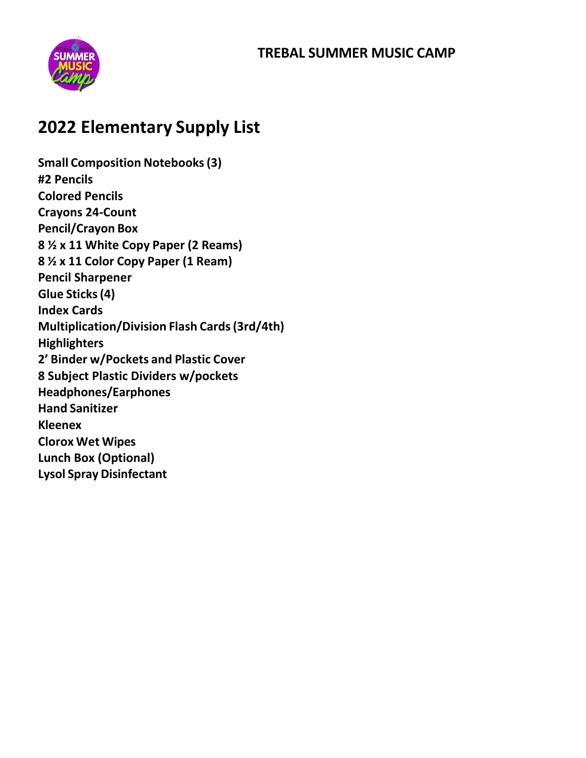**TREBAL SUMMER MUSIC CAMP**

# 2022 Elementary Supply List

**Small Composition Notebooks (3)**
**#2 Pencils**
**Colored Pencils**
**Crayons 24-Count**
**Pencil/Crayon Box**
**8 ½ x 11 White Copy Paper (2 Reams)**
**8 ½ x 11 Color Copy Paper (1 Ream)**
**Pencil Sharpener**
**Glue Sticks (4)**
**Index Cards**
**Multiplication/Division Flash Cards (3rd/4th)**
**Highlighters**
**2' Binder w/Pockets and Plastic Cover**
**8 Subject Plastic Dividers w/pockets**
**Headphones/Earphones**
**Hand Sanitizer**
**Kleenex**
**Clorox Wet Wipes**
**Lunch Box (Optional)**
**Lysol Spray Disinfectant**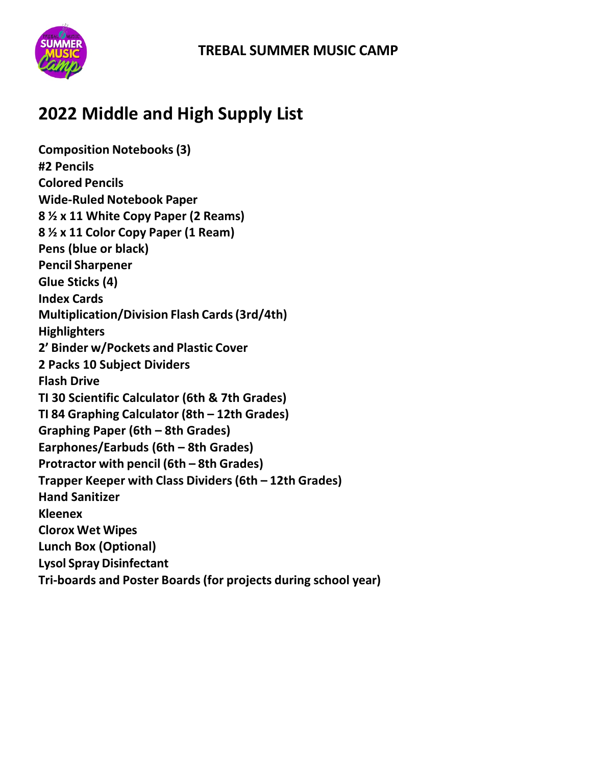**TREBAL SUMMER MUSIC CAMP**

# 2022 Middle and High Supply List

**Composition Notebooks (3)**
**#2 Pencils**
**Colored Pencils**
**Wide-Ruled Notebook Paper**
**8 ½ x 11 White Copy Paper (2 Reams)**
**8 ½ x 11 Color Copy Paper (1 Ream)**
**Pens (blue or black)**
**Pencil Sharpener**
**Glue Sticks (4)**
**Index Cards**
**Multiplication/Division Flash Cards (3rd/4th)**
**Highlighters**
**2' Binder w/Pockets and Plastic Cover**
**2 Packs 10 Subject Dividers**
**Flash Drive**
**TI 30 Scientific Calculator (6th & 7th Grades)**
**TI 84 Graphing Calculator (8th – 12th Grades)**
**Graphing Paper (6th – 8th Grades)**
**Earphones/Earbuds (6th – 8th Grades)**
**Protractor with pencil (6th – 8th Grades)**
**Trapper Keeper with Class Dividers (6th – 12th Grades)**
**Hand Sanitizer**
**Kleenex**
**Clorox Wet Wipes**
**Lunch Box (Optional)**
**Lysol Spray Disinfectant**
**Tri-boards and Poster Boards (for projects during school year)**